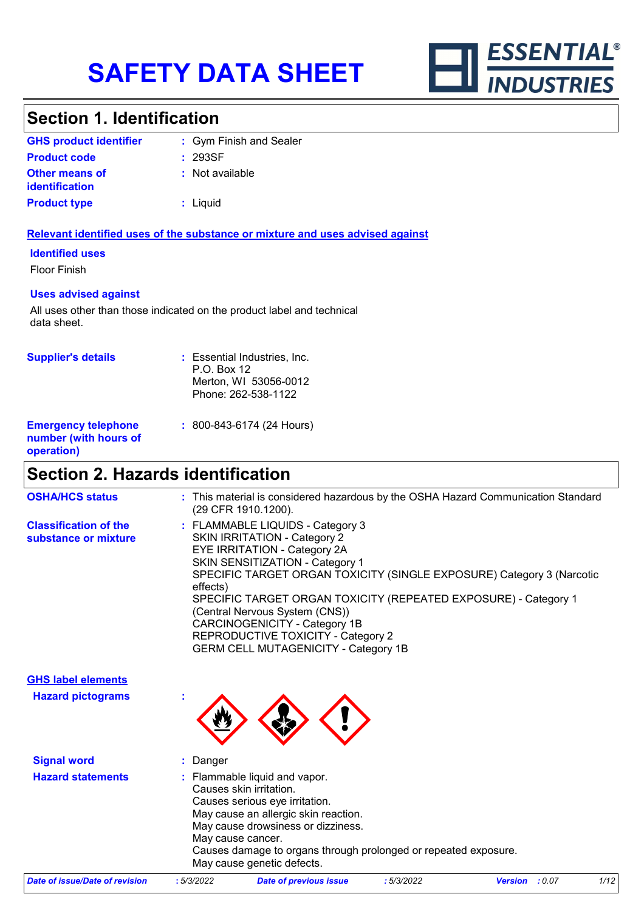# SAFETY DATA SHEET

ESSENTIAL® INDUSTRIES

## Section 1. Identification

| | | |
|---|---|---|
| **GHS product identifier** | : | Gym Finish and Sealer |
| **Product code** | : | 293SF |
| **Other means of identification** | : | Not available |
| **Product type** | : | Liquid |

**Relevant identified uses of the substance or mixture and uses advised against**

**Identified uses**

Floor Finish

**Uses advised against**

All uses other than those indicated on the product label and technical data sheet.

| | | |
|---|---|---|
| **Supplier's details** | : | Essential Industries, Inc.<br>P.O. Box 12<br>Merton, WI 53056-0012<br>Phone: 262-538-1122 |
| **Emergency telephone number (with hours of operation)** | : | 800-843-6174 (24 Hours) |

## Section 2. Hazards identification

**OSHA/HCS status** : This material is considered hazardous by the OSHA Hazard Communication Standard (29 CFR 1910.1200).

**Classification of the substance or mixture** :
FLAMMABLE LIQUIDS - Category 3
SKIN IRRITATION - Category 2
EYE IRRITATION - Category 2A
SKIN SENSITIZATION - Category 1
SPECIFIC TARGET ORGAN TOXICITY (SINGLE EXPOSURE) Category 3 (Narcotic effects)
SPECIFIC TARGET ORGAN TOXICITY (REPEATED EXPOSURE) - Category 1 (Central Nervous System (CNS))
CARCINOGENICITY - Category 1B
REPRODUCTIVE TOXICITY - Category 2
GERM CELL MUTAGENICITY - Category 1B

**GHS label elements**

**Hazard pictograms** :

**Signal word** : Danger

**Hazard statements** :
Flammable liquid and vapor.
Causes skin irritation.
Causes serious eye irritation.
May cause an allergic skin reaction.
May cause drowsiness or dizziness.
May cause cancer.
Causes damage to organs through prolonged or repeated exposure.
May cause genetic defects.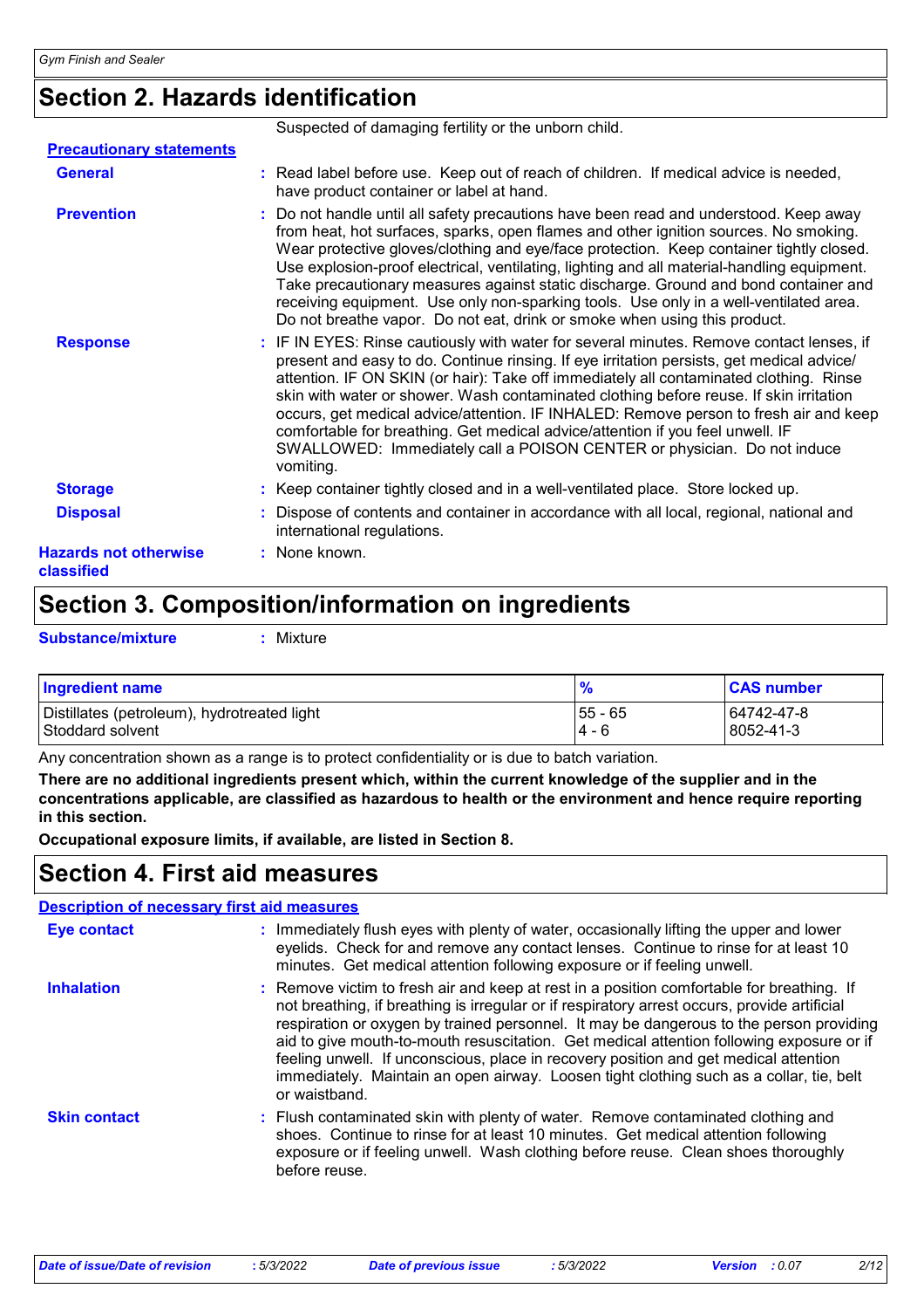## Section 2. Hazards identification

Suspected of damaging fertility or the unborn child.

**Precautionary statements**

**General** : Read label before use. Keep out of reach of children. If medical advice is needed, have product container or label at hand.

**Prevention** : Do not handle until all safety precautions have been read and understood. Keep away from heat, hot surfaces, sparks, open flames and other ignition sources. No smoking. Wear protective gloves/clothing and eye/face protection. Keep container tightly closed. Use explosion-proof electrical, ventilating, lighting and all material-handling equipment. Take precautionary measures against static discharge. Ground and bond container and receiving equipment. Use only non-sparking tools. Use only in a well-ventilated area. Do not breathe vapor. Do not eat, drink or smoke when using this product.

**Response** : IF IN EYES: Rinse cautiously with water for several minutes. Remove contact lenses, if present and easy to do. Continue rinsing. If eye irritation persists, get medical advice/ attention. IF ON SKIN (or hair): Take off immediately all contaminated clothing. Rinse skin with water or shower. Wash contaminated clothing before reuse. If skin irritation occurs, get medical advice/attention. IF INHALED: Remove person to fresh air and keep comfortable for breathing. Get medical advice/attention if you feel unwell. IF SWALLOWED: Immediately call a POISON CENTER or physician. Do not induce vomiting.

**Storage** : Keep container tightly closed and in a well-ventilated place. Store locked up.

**Disposal** : Dispose of contents and container in accordance with all local, regional, national and international regulations.

**Hazards not otherwise classified** : None known.

## Section 3. Composition/information on ingredients

**Substance/mixture** : Mixture

| Ingredient name | % | CAS number |
|---|---|---|
| Distillates (petroleum), hydrotreated light | 55 - 65 | 64742-47-8 |
| Stoddard solvent | 4 - 6 | 8052-41-3 |

Any concentration shown as a range is to protect confidentiality or is due to batch variation.

**There are no additional ingredients present which, within the current knowledge of the supplier and in the concentrations applicable, are classified as hazardous to health or the environment and hence require reporting in this section.**

**Occupational exposure limits, if available, are listed in Section 8.**

## Section 4. First aid measures

**Description of necessary first aid measures**

**Eye contact** : Immediately flush eyes with plenty of water, occasionally lifting the upper and lower eyelids. Check for and remove any contact lenses. Continue to rinse for at least 10 minutes. Get medical attention following exposure or if feeling unwell.

**Inhalation** : Remove victim to fresh air and keep at rest in a position comfortable for breathing. If not breathing, if breathing is irregular or if respiratory arrest occurs, provide artificial respiration or oxygen by trained personnel. It may be dangerous to the person providing aid to give mouth-to-mouth resuscitation. Get medical attention following exposure or if feeling unwell. If unconscious, place in recovery position and get medical attention immediately. Maintain an open airway. Loosen tight clothing such as a collar, tie, belt or waistband.

**Skin contact** : Flush contaminated skin with plenty of water. Remove contaminated clothing and shoes. Continue to rinse for at least 10 minutes. Get medical attention following exposure or if feeling unwell. Wash clothing before reuse. Clean shoes thoroughly before reuse.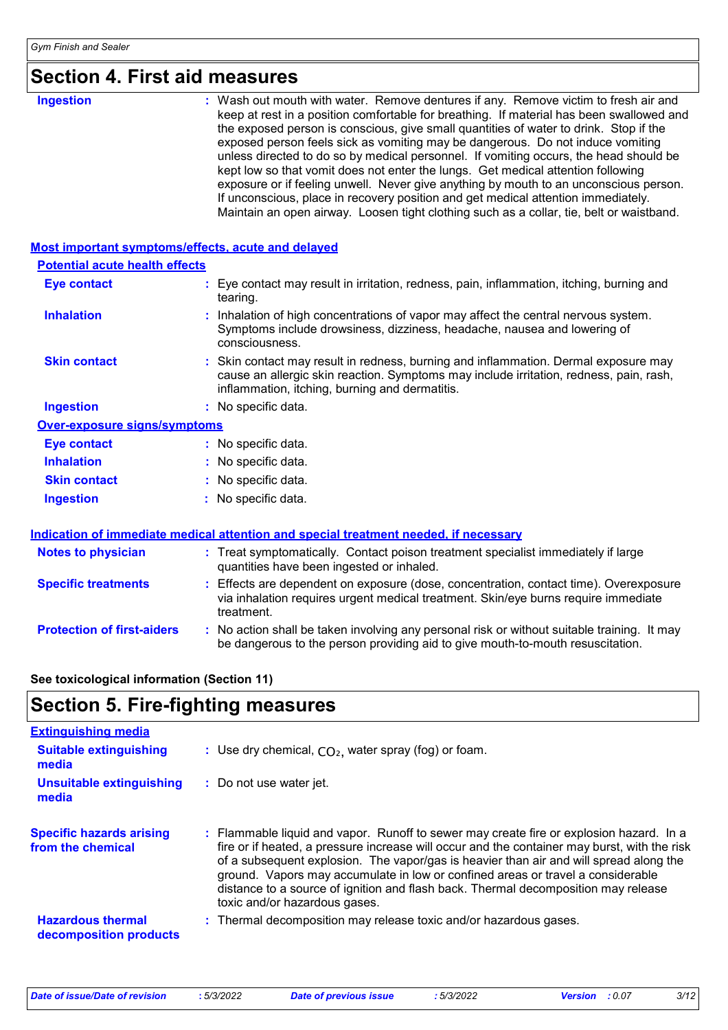# Section 4. First aid measures

**Ingestion** : Wash out mouth with water. Remove dentures if any. Remove victim to fresh air and keep at rest in a position comfortable for breathing. If material has been swallowed and the exposed person is conscious, give small quantities of water to drink. Stop if the exposed person feels sick as vomiting may be dangerous. Do not induce vomiting unless directed to do so by medical personnel. If vomiting occurs, the head should be kept low so that vomit does not enter the lungs. Get medical attention following exposure or if feeling unwell. Never give anything by mouth to an unconscious person. If unconscious, place in recovery position and get medical attention immediately. Maintain an open airway. Loosen tight clothing such as a collar, tie, belt or waistband.

## Most important symptoms/effects, acute and delayed

### Potential acute health effects

**Eye contact** : Eye contact may result in irritation, redness, pain, inflammation, itching, burning and tearing.

**Inhalation** : Inhalation of high concentrations of vapor may affect the central nervous system. Symptoms include drowsiness, dizziness, headache, nausea and lowering of consciousness.

**Skin contact** : Skin contact may result in redness, burning and inflammation. Dermal exposure may cause an allergic skin reaction. Symptoms may include irritation, redness, pain, rash, inflammation, itching, burning and dermatitis.

**Ingestion** : No specific data.

### Over-exposure signs/symptoms

**Eye contact** : No specific data.

**Inhalation** : No specific data.

**Skin contact** : No specific data.

**Ingestion** : No specific data.

## Indication of immediate medical attention and special treatment needed, if necessary

**Notes to physician** : Treat symptomatically. Contact poison treatment specialist immediately if large quantities have been ingested or inhaled.

**Specific treatments** : Effects are dependent on exposure (dose, concentration, contact time). Overexposure via inhalation requires urgent medical treatment. Skin/eye burns require immediate treatment.

**Protection of first-aiders** : No action shall be taken involving any personal risk or without suitable training. It may be dangerous to the person providing aid to give mouth-to-mouth resuscitation.

**See toxicological information (Section 11)**

# Section 5. Fire-fighting measures

## Extinguishing media

**Suitable extinguishing media** : Use dry chemical, $CO_2$, water spray (fog) or foam.

**Unsuitable extinguishing media** : Do not use water jet.

**Specific hazards arising from the chemical** : Flammable liquid and vapor. Runoff to sewer may create fire or explosion hazard. In a fire or if heated, a pressure increase will occur and the container may burst, with the risk of a subsequent explosion. The vapor/gas is heavier than air and will spread along the ground. Vapors may accumulate in low or confined areas or travel a considerable distance to a source of ignition and flash back. Thermal decomposition may release toxic and/or hazardous gases.

**Hazardous thermal decomposition products** : Thermal decomposition may release toxic and/or hazardous gases.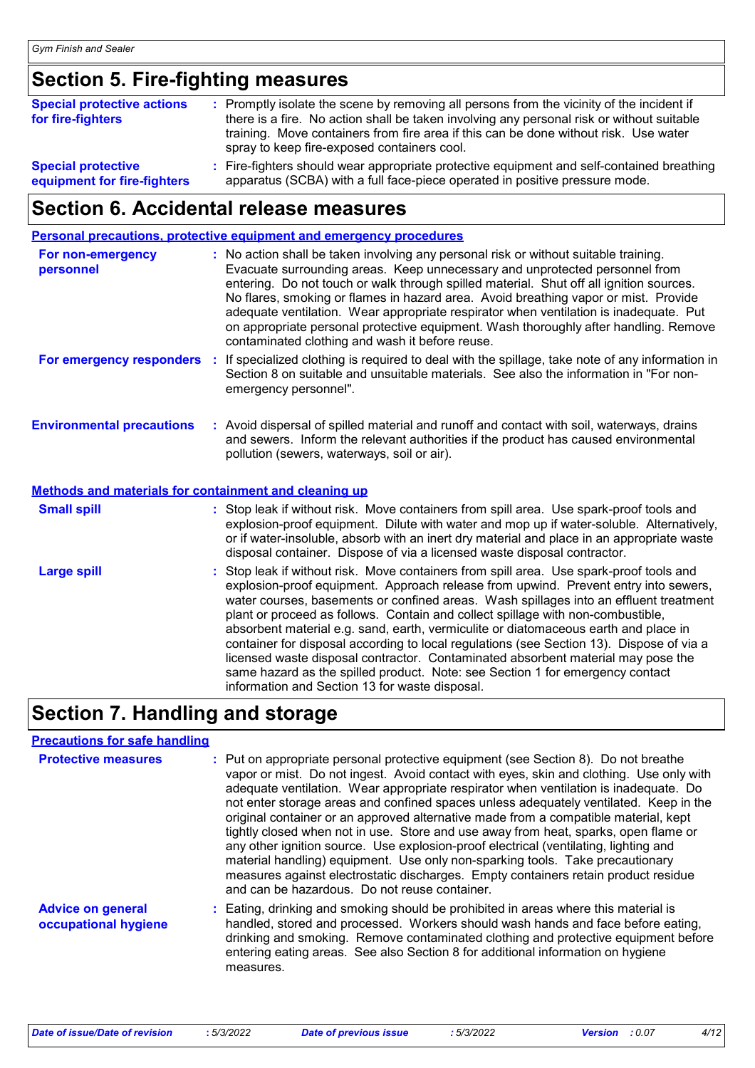## Section 5. Fire-fighting measures

**Special protective actions for fire-fighters** : Promptly isolate the scene by removing all persons from the vicinity of the incident if there is a fire. No action shall be taken involving any personal risk or without suitable training. Move containers from fire area if this can be done without risk. Use water spray to keep fire-exposed containers cool.

**Special protective equipment for fire-fighters** : Fire-fighters should wear appropriate protective equipment and self-contained breathing apparatus (SCBA) with a full face-piece operated in positive pressure mode.

## Section 6. Accidental release measures

### Personal precautions, protective equipment and emergency procedures

**For non-emergency personnel** : No action shall be taken involving any personal risk or without suitable training. Evacuate surrounding areas. Keep unnecessary and unprotected personnel from entering. Do not touch or walk through spilled material. Shut off all ignition sources. No flares, smoking or flames in hazard area. Avoid breathing vapor or mist. Provide adequate ventilation. Wear appropriate respirator when ventilation is inadequate. Put on appropriate personal protective equipment. Wash thoroughly after handling. Remove contaminated clothing and wash it before reuse.

**For emergency responders** : If specialized clothing is required to deal with the spillage, take note of any information in Section 8 on suitable and unsuitable materials. See also the information in "For non-emergency personnel".

**Environmental precautions** : Avoid dispersal of spilled material and runoff and contact with soil, waterways, drains and sewers. Inform the relevant authorities if the product has caused environmental pollution (sewers, waterways, soil or air).

### Methods and materials for containment and cleaning up

**Small spill** : Stop leak if without risk. Move containers from spill area. Use spark-proof tools and explosion-proof equipment. Dilute with water and mop up if water-soluble. Alternatively, or if water-insoluble, absorb with an inert dry material and place in an appropriate waste disposal container. Dispose of via a licensed waste disposal contractor.

**Large spill** : Stop leak if without risk. Move containers from spill area. Use spark-proof tools and explosion-proof equipment. Approach release from upwind. Prevent entry into sewers, water courses, basements or confined areas. Wash spillages into an effluent treatment plant or proceed as follows. Contain and collect spillage with non-combustible, absorbent material e.g. sand, earth, vermiculite or diatomaceous earth and place in container for disposal according to local regulations (see Section 13). Dispose of via a licensed waste disposal contractor. Contaminated absorbent material may pose the same hazard as the spilled product. Note: see Section 1 for emergency contact information and Section 13 for waste disposal.

## Section 7. Handling and storage

### Precautions for safe handling

**Protective measures** : Put on appropriate personal protective equipment (see Section 8). Do not breathe vapor or mist. Do not ingest. Avoid contact with eyes, skin and clothing. Use only with adequate ventilation. Wear appropriate respirator when ventilation is inadequate. Do not enter storage areas and confined spaces unless adequately ventilated. Keep in the original container or an approved alternative made from a compatible material, kept tightly closed when not in use. Store and use away from heat, sparks, open flame or any other ignition source. Use explosion-proof electrical (ventilating, lighting and material handling) equipment. Use only non-sparking tools. Take precautionary measures against electrostatic discharges. Empty containers retain product residue and can be hazardous. Do not reuse container.

**Advice on general occupational hygiene** : Eating, drinking and smoking should be prohibited in areas where this material is handled, stored and processed. Workers should wash hands and face before eating, drinking and smoking. Remove contaminated clothing and protective equipment before entering eating areas. See also Section 8 for additional information on hygiene measures.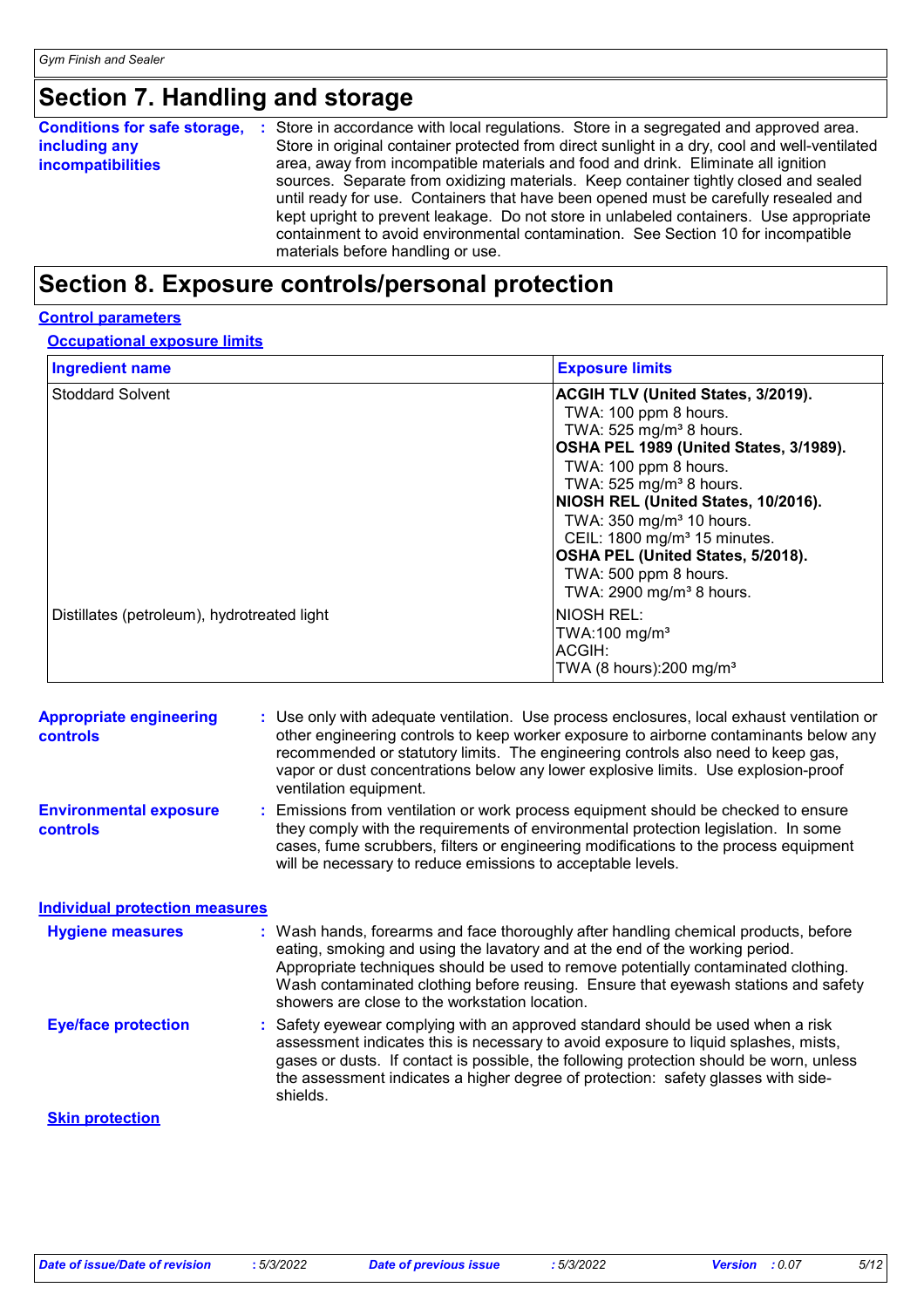# Section 7. Handling and storage

**Conditions for safe storage, including any incompatibilities** : Store in accordance with local regulations. Store in a segregated and approved area. Store in original container protected from direct sunlight in a dry, cool and well-ventilated area, away from incompatible materials and food and drink. Eliminate all ignition sources. Separate from oxidizing materials. Keep container tightly closed and sealed until ready for use. Containers that have been opened must be carefully resealed and kept upright to prevent leakage. Do not store in unlabeled containers. Use appropriate containment to avoid environmental contamination. See Section 10 for incompatible materials before handling or use.

# Section 8. Exposure controls/personal protection

## Control parameters

### Occupational exposure limits

| Ingredient name | Exposure limits |
|---|---|
| Stoddard Solvent | **ACGIH TLV (United States, 3/2019).**<br>TWA: 100 ppm 8 hours.<br>TWA: 525 mg/m³ 8 hours.<br>**OSHA PEL 1989 (United States, 3/1989).**<br>TWA: 100 ppm 8 hours.<br>TWA: 525 mg/m³ 8 hours.<br>**NIOSH REL (United States, 10/2016).**<br>TWA: 350 mg/m³ 10 hours.<br>CEIL: 1800 mg/m³ 15 minutes.<br>**OSHA PEL (United States, 5/2018).**<br>TWA: 500 ppm 8 hours.<br>TWA: 2900 mg/m³ 8 hours. |
| Distillates (petroleum), hydrotreated light | NIOSH REL:<br>TWA:100 mg/m³<br>ACGIH:<br>TWA (8 hours):200 mg/m³ |

**Appropriate engineering controls** : Use only with adequate ventilation. Use process enclosures, local exhaust ventilation or other engineering controls to keep worker exposure to airborne contaminants below any recommended or statutory limits. The engineering controls also need to keep gas, vapor or dust concentrations below any lower explosive limits. Use explosion-proof ventilation equipment.

**Environmental exposure controls** : Emissions from ventilation or work process equipment should be checked to ensure they comply with the requirements of environmental protection legislation. In some cases, fume scrubbers, filters or engineering modifications to the process equipment will be necessary to reduce emissions to acceptable levels.

## Individual protection measures

**Hygiene measures** : Wash hands, forearms and face thoroughly after handling chemical products, before eating, smoking and using the lavatory and at the end of the working period. Appropriate techniques should be used to remove potentially contaminated clothing. Wash contaminated clothing before reusing. Ensure that eyewash stations and safety showers are close to the workstation location.

**Eye/face protection** : Safety eyewear complying with an approved standard should be used when a risk assessment indicates this is necessary to avoid exposure to liquid splashes, mists, gases or dusts. If contact is possible, the following protection should be worn, unless the assessment indicates a higher degree of protection: safety glasses with side-shields.

### Skin protection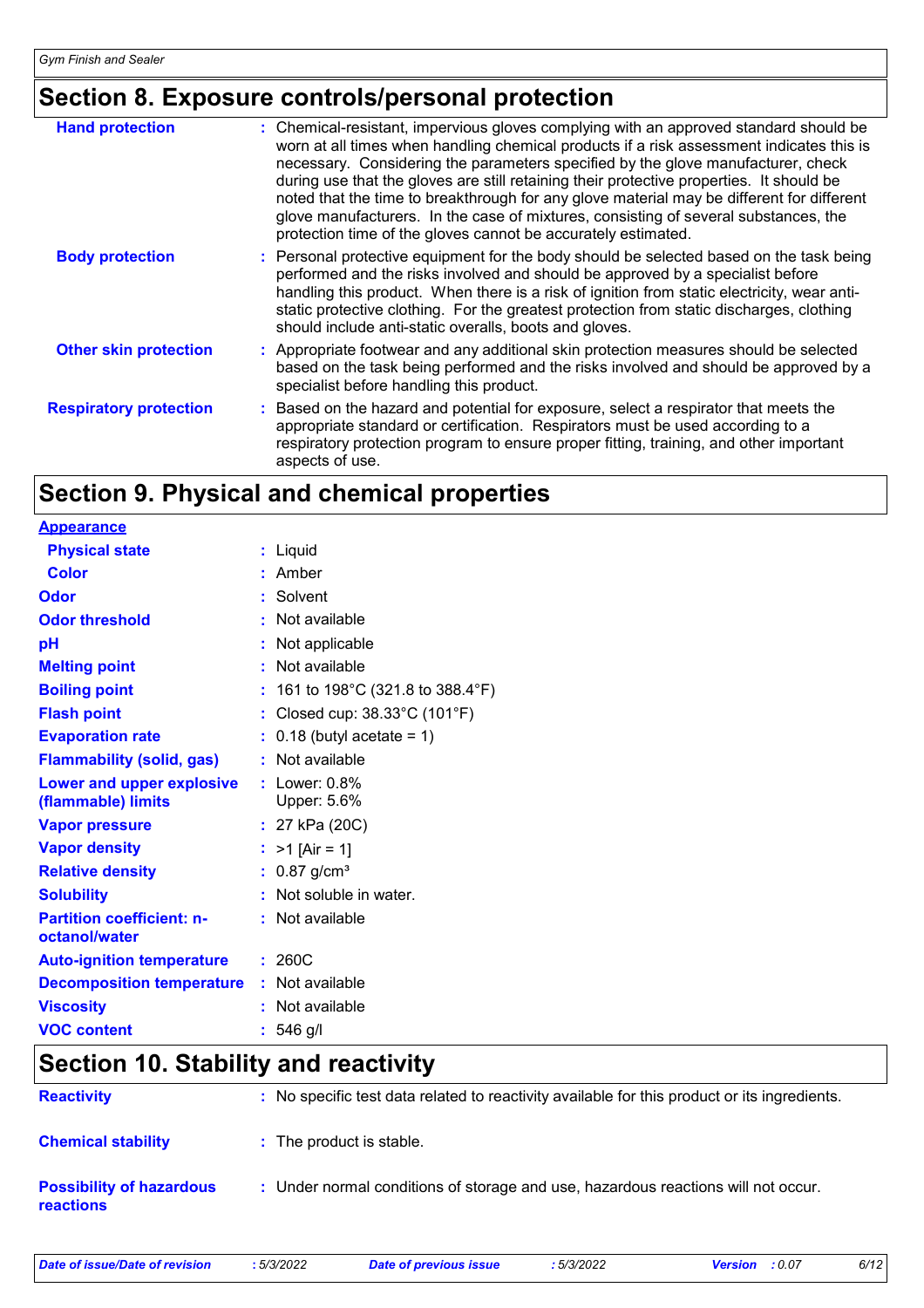## Section 8. Exposure controls/personal protection

| | |
|---|---|
| **Hand protection** | Chemical-resistant, impervious gloves complying with an approved standard should be worn at all times when handling chemical products if a risk assessment indicates this is necessary. Considering the parameters specified by the glove manufacturer, check during use that the gloves are still retaining their protective properties. It should be noted that the time to breakthrough for any glove material may be different for different glove manufacturers. In the case of mixtures, consisting of several substances, the protection time of the gloves cannot be accurately estimated. |
| **Body protection** | Personal protective equipment for the body should be selected based on the task being performed and the risks involved and should be approved by a specialist before handling this product. When there is a risk of ignition from static electricity, wear anti-static protective clothing. For the greatest protection from static discharges, clothing should include anti-static overalls, boots and gloves. |
| **Other skin protection** | Appropriate footwear and any additional skin protection measures should be selected based on the task being performed and the risks involved and should be approved by a specialist before handling this product. |
| **Respiratory protection** | Based on the hazard and potential for exposure, select a respirator that meets the appropriate standard or certification. Respirators must be used according to a respiratory protection program to ensure proper fitting, training, and other important aspects of use. |

## Section 9. Physical and chemical properties

| | |
|---|---|
| **Appearance** | |
| **Physical state** | Liquid |
| **Color** | Amber |
| **Odor** | Solvent |
| **Odor threshold** | Not available |
| **pH** | Not applicable |
| **Melting point** | Not available |
| **Boiling point** | 161 to 198°C (321.8 to 388.4°F) |
| **Flash point** | Closed cup: 38.33°C (101°F) |
| **Evaporation rate** | 0.18 (butyl acetate = 1) |
| **Flammability (solid, gas)** | Not available |
| **Lower and upper explosive (flammable) limits** | Lower: 0.8%<br>Upper: 5.6% |
| **Vapor pressure** | 27 kPa (20C) |
| **Vapor density** | >1 [Air = 1] |
| **Relative density** | 0.87 g/cm³ |
| **Solubility** | Not soluble in water. |
| **Partition coefficient: n-octanol/water** | Not available |
| **Auto-ignition temperature** | 260C |
| **Decomposition temperature** | Not available |
| **Viscosity** | Not available |
| **VOC content** | 546 g/l |

## Section 10. Stability and reactivity

| | |
|---|---|
| **Reactivity** | No specific test data related to reactivity available for this product or its ingredients. |
| **Chemical stability** | The product is stable. |
| **Possibility of hazardous reactions** | Under normal conditions of storage and use, hazardous reactions will not occur. |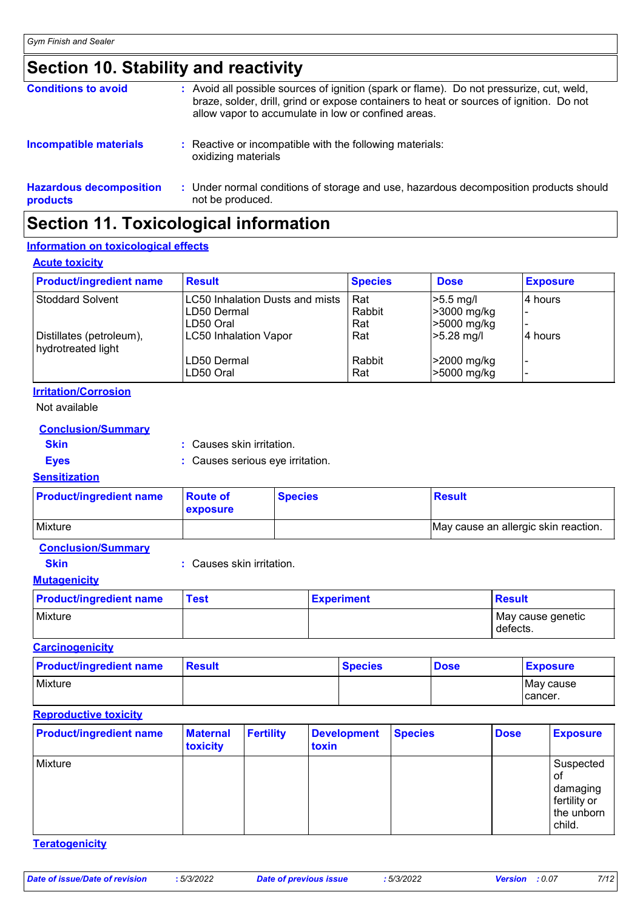# Section 10. Stability and reactivity

**Conditions to avoid** : Avoid all possible sources of ignition (spark or flame). Do not pressurize, cut, weld, braze, solder, drill, grind or expose containers to heat or sources of ignition. Do not allow vapor to accumulate in low or confined areas.

**Incompatible materials** : Reactive or incompatible with the following materials: oxidizing materials

**Hazardous decomposition products** : Under normal conditions of storage and use, hazardous decomposition products should not be produced.

# Section 11. Toxicological information

## Information on toxicological effects

### Acute toxicity

| Product/ingredient name | Result | Species | Dose | Exposure |
|---|---|---|---|---|
| Stoddard Solvent | LC50 Inhalation Dusts and mists | Rat | >5.5 mg/l | 4 hours |
| | LD50 Dermal | Rabbit | >3000 mg/kg | - |
| | LD50 Oral | Rat | >5000 mg/kg | - |
| Distillates (petroleum), hydrotreated light | LC50 Inhalation Vapor | Rat | >5.28 mg/l | 4 hours |
| | LD50 Dermal | Rabbit | >2000 mg/kg | - |
| | LD50 Oral | Rat | >5000 mg/kg | - |

### Irritation/Corrosion

Not available

**Conclusion/Summary**

**Skin** : Causes skin irritation.

**Eyes** : Causes serious eye irritation.

### Sensitization

| Product/ingredient name | Route of exposure | Species | Result |
|---|---|---|---|
| Mixture | | | May cause an allergic skin reaction. |

**Conclusion/Summary**

**Skin** : Causes skin irritation.

### Mutagenicity

| Product/ingredient name | Test | Experiment | Result |
|---|---|---|---|
| Mixture | | | May cause genetic defects. |

### Carcinogenicity

| Product/ingredient name | Result | Species | Dose | Exposure |
|---|---|---|---|---|
| Mixture | | | | May cause cancer. |

### Reproductive toxicity

| Product/ingredient name | Maternal toxicity | Fertility | Development toxin | Species | Dose | Exposure |
|---|---|---|---|---|---|---|
| Mixture | | | | | | Suspected of damaging fertility or the unborn child. |

### Teratogenicity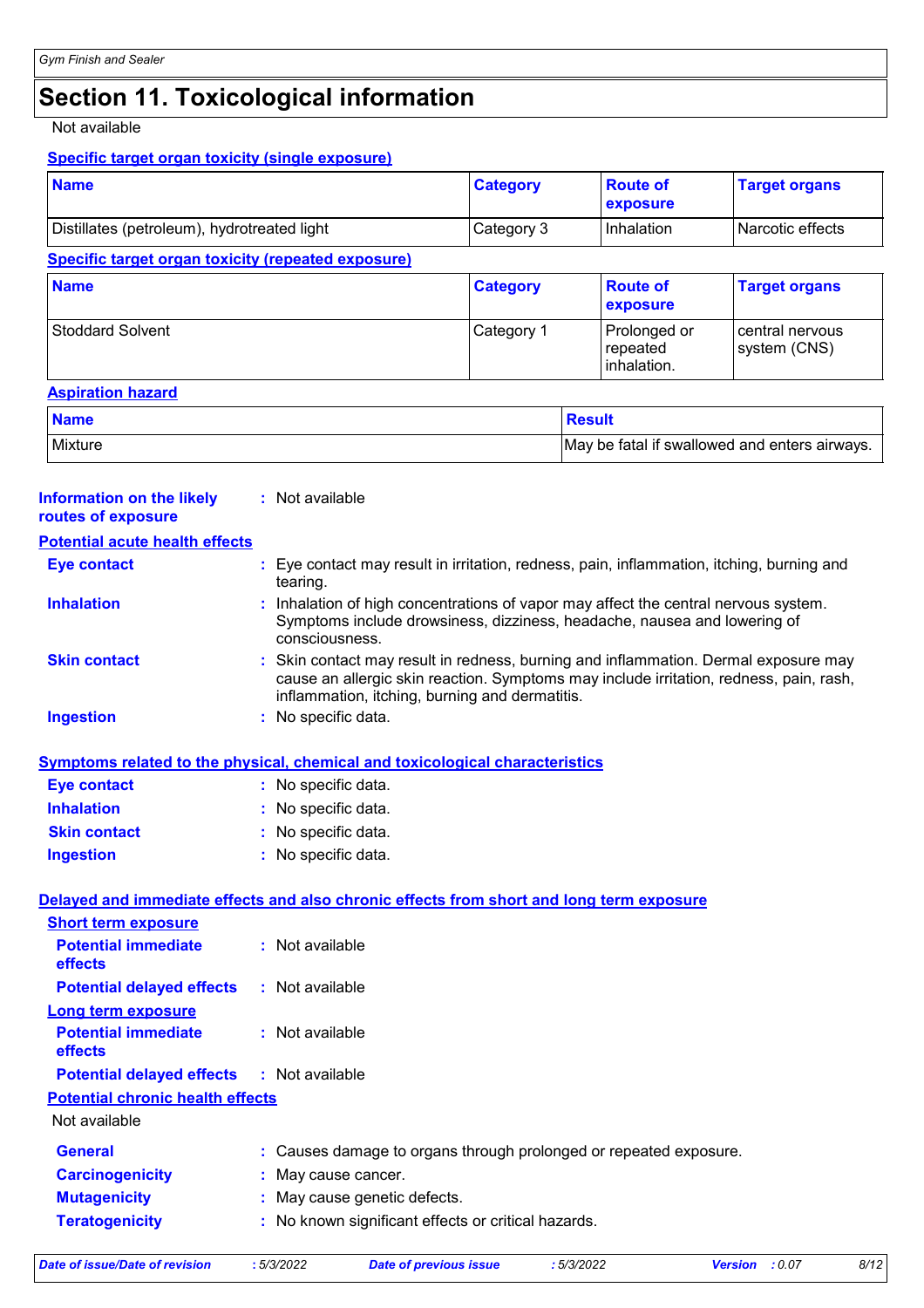# Section 11. Toxicological information

Not available

**Specific target organ toxicity (single exposure)**

| Name | Category | Route of exposure | Target organs |
|---|---|---|---|
| Distillates (petroleum), hydrotreated light | Category 3 | Inhalation | Narcotic effects |

**Specific target organ toxicity (repeated exposure)**

| Name | Category | Route of exposure | Target organs |
|---|---|---|---|
| Stoddard Solvent | Category 1 | Prolonged or repeated inhalation. | central nervous system (CNS) |

**Aspiration hazard**

| Name | Result |
|---|---|
| Mixture | May be fatal if swallowed and enters airways. |

**Information on the likely routes of exposure** : Not available

**Potential acute health effects**

**Eye contact** : Eye contact may result in irritation, redness, pain, inflammation, itching, burning and tearing.

**Inhalation** : Inhalation of high concentrations of vapor may affect the central nervous system. Symptoms include drowsiness, dizziness, headache, nausea and lowering of consciousness.

**Skin contact** : Skin contact may result in redness, burning and inflammation. Dermal exposure may cause an allergic skin reaction. Symptoms may include irritation, redness, pain, rash, inflammation, itching, burning and dermatitis.

**Ingestion** : No specific data.

**Symptoms related to the physical, chemical and toxicological characteristics**

**Eye contact** : No specific data.

**Inhalation** : No specific data.

**Skin contact** : No specific data.

**Ingestion** : No specific data.

**Delayed and immediate effects and also chronic effects from short and long term exposure**

**Short term exposure**

**Potential immediate effects** : Not available

**Potential delayed effects** : Not available

**Long term exposure**

**Potential immediate effects** : Not available

**Potential delayed effects** : Not available

**Potential chronic health effects**

Not available

**General** : Causes damage to organs through prolonged or repeated exposure.

**Carcinogenicity** : May cause cancer.

**Mutagenicity** : May cause genetic defects.

**Teratogenicity** : No known significant effects or critical hazards.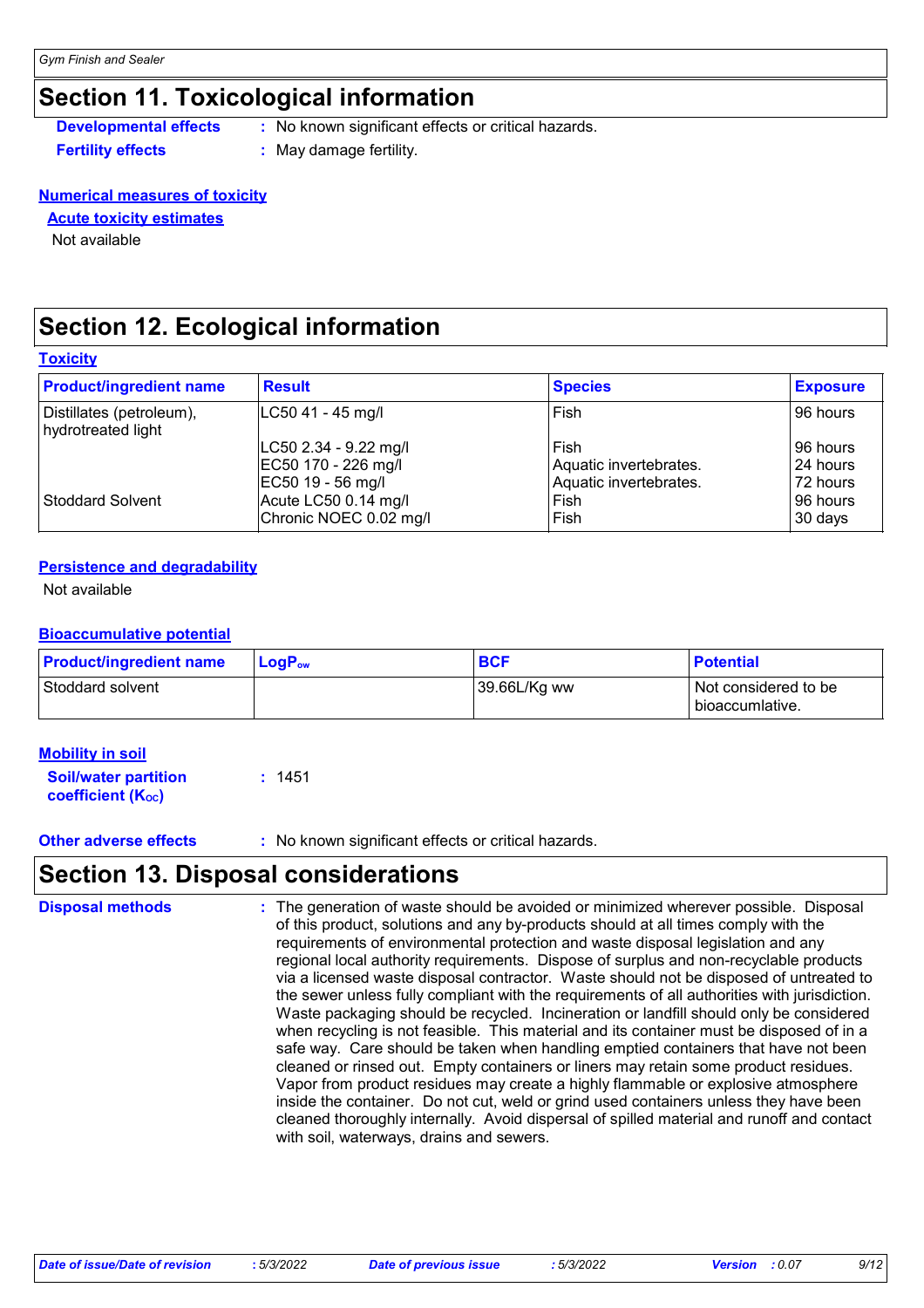## Section 11. Toxicological information

**Developmental effects** : No known significant effects or critical hazards.

**Fertility effects** : May damage fertility.

**Numerical measures of toxicity**

**Acute toxicity estimates**

Not available

## Section 12. Ecological information

**Toxicity**

| Product/ingredient name | Result | Species | Exposure |
|---|---|---|---|
| Distillates (petroleum), hydrotreated light | LC50 41 - 45 mg/l | Fish | 96 hours |
| | LC50 2.34 - 9.22 mg/l | Fish | 96 hours |
| | EC50 170 - 226 mg/l | Aquatic invertebrates. | 24 hours |
| | EC50 19 - 56 mg/l | Aquatic invertebrates. | 72 hours |
| Stoddard Solvent | Acute LC50 0.14 mg/l | Fish | 96 hours |
| | Chronic NOEC 0.02 mg/l | Fish | 30 days |

**Persistence and degradability**

Not available

**Bioaccumulative potential**

| Product/ingredient name | $LogP_{ow}$ | BCF | Potential |
|---|---|---|---|
| Stoddard solvent | | 39.66L/Kg ww | Not considered to be bioaccumlative. |

**Mobility in soil**

**Soil/water partition coefficient ($K_{OC}$)** : 1451

**Other adverse effects** : No known significant effects or critical hazards.

## Section 13. Disposal considerations

**Disposal methods** : The generation of waste should be avoided or minimized wherever possible. Disposal of this product, solutions and any by-products should at all times comply with the requirements of environmental protection and waste disposal legislation and any regional local authority requirements. Dispose of surplus and non-recyclable products via a licensed waste disposal contractor. Waste should not be disposed of untreated to the sewer unless fully compliant with the requirements of all authorities with jurisdiction. Waste packaging should be recycled. Incineration or landfill should only be considered when recycling is not feasible. This material and its container must be disposed of in a safe way. Care should be taken when handling emptied containers that have not been cleaned or rinsed out. Empty containers or liners may retain some product residues. Vapor from product residues may create a highly flammable or explosive atmosphere inside the container. Do not cut, weld or grind used containers unless they have been cleaned thoroughly internally. Avoid dispersal of spilled material and runoff and contact with soil, waterways, drains and sewers.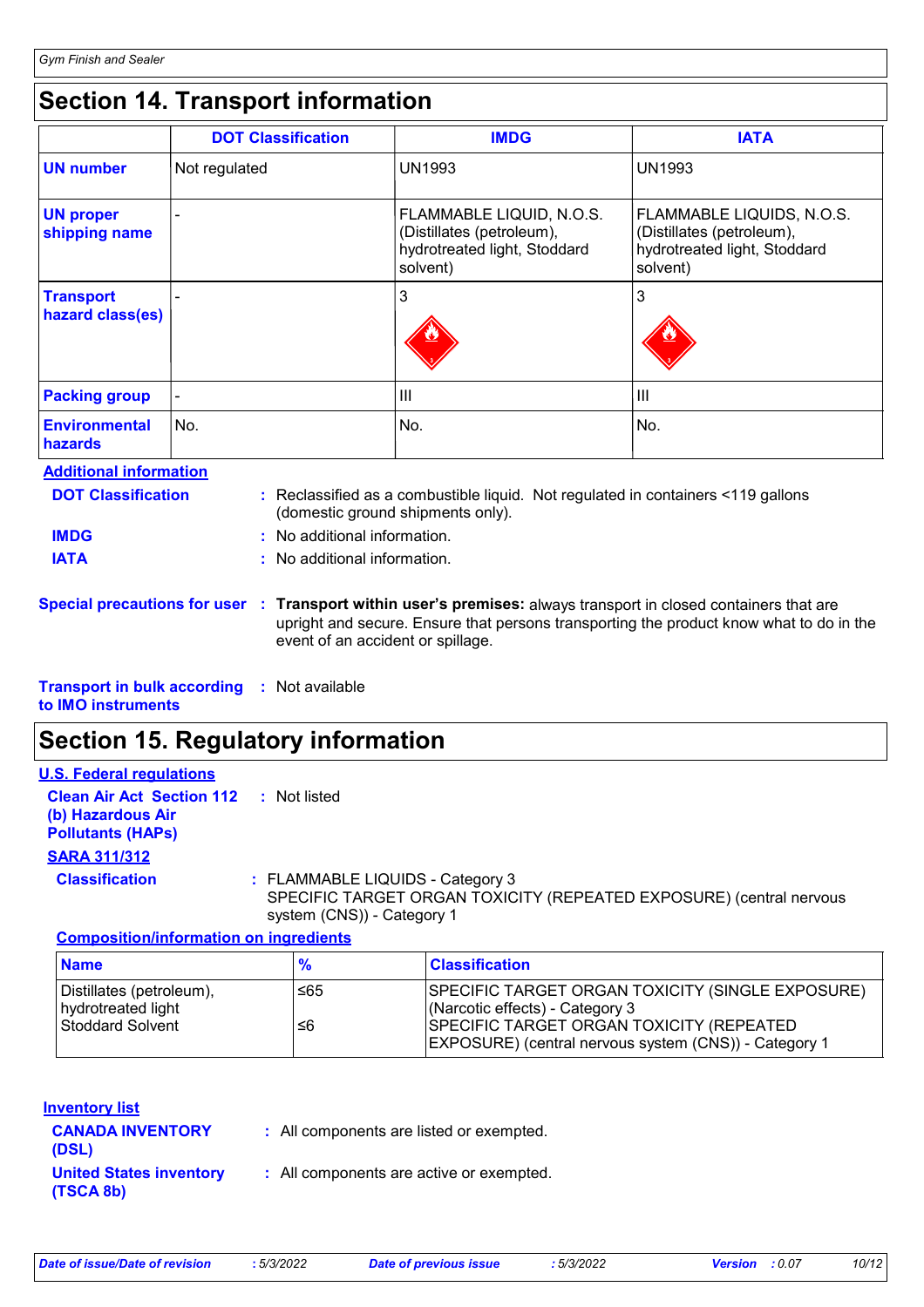## Section 14. Transport information

| | DOT Classification | IMDG | IATA |
|---|---|---|---|
| **UN number** | Not regulated | UN1993 | UN1993 |
| **UN proper shipping name** | - | FLAMMABLE LIQUID, N.O.S. (Distillates (petroleum), hydrotreated light, Stoddard solvent) | FLAMMABLE LIQUIDS, N.O.S. (Distillates (petroleum), hydrotreated light, Stoddard solvent) |
| **Transport hazard class(es)** | - | 3 | 3 |
| **Packing group** | - | III | III |
| **Environmental hazards** | No. | No. | No. |

**Additional information**

**DOT Classification** : Reclassified as a combustible liquid. Not regulated in containers <119 gallons (domestic ground shipments only).

**IMDG** : No additional information.

**IATA** : No additional information.

**Special precautions for user** : **Transport within user's premises:** always transport in closed containers that are upright and secure. Ensure that persons transporting the product know what to do in the event of an accident or spillage.

**Transport in bulk according to IMO instruments** : Not available

## Section 15. Regulatory information

**U.S. Federal regulations**

**Clean Air Act Section 112 (b) Hazardous Air Pollutants (HAPs)** : Not listed

**SARA 311/312**

**Classification** : FLAMMABLE LIQUIDS - Category 3
SPECIFIC TARGET ORGAN TOXICITY (REPEATED EXPOSURE) (central nervous system (CNS)) - Category 1

**Composition/information on ingredients**

| Name | % | Classification |
|---|---|---|
| Distillates (petroleum), hydrotreated light | ≤65 | SPECIFIC TARGET ORGAN TOXICITY (SINGLE EXPOSURE) (Narcotic effects) - Category 3 |
| Stoddard Solvent | ≤6 | SPECIFIC TARGET ORGAN TOXICITY (REPEATED EXPOSURE) (central nervous system (CNS)) - Category 1 |

**Inventory list**

**CANADA INVENTORY (DSL)** : All components are listed or exempted.

**United States inventory (TSCA 8b)** : All components are active or exempted.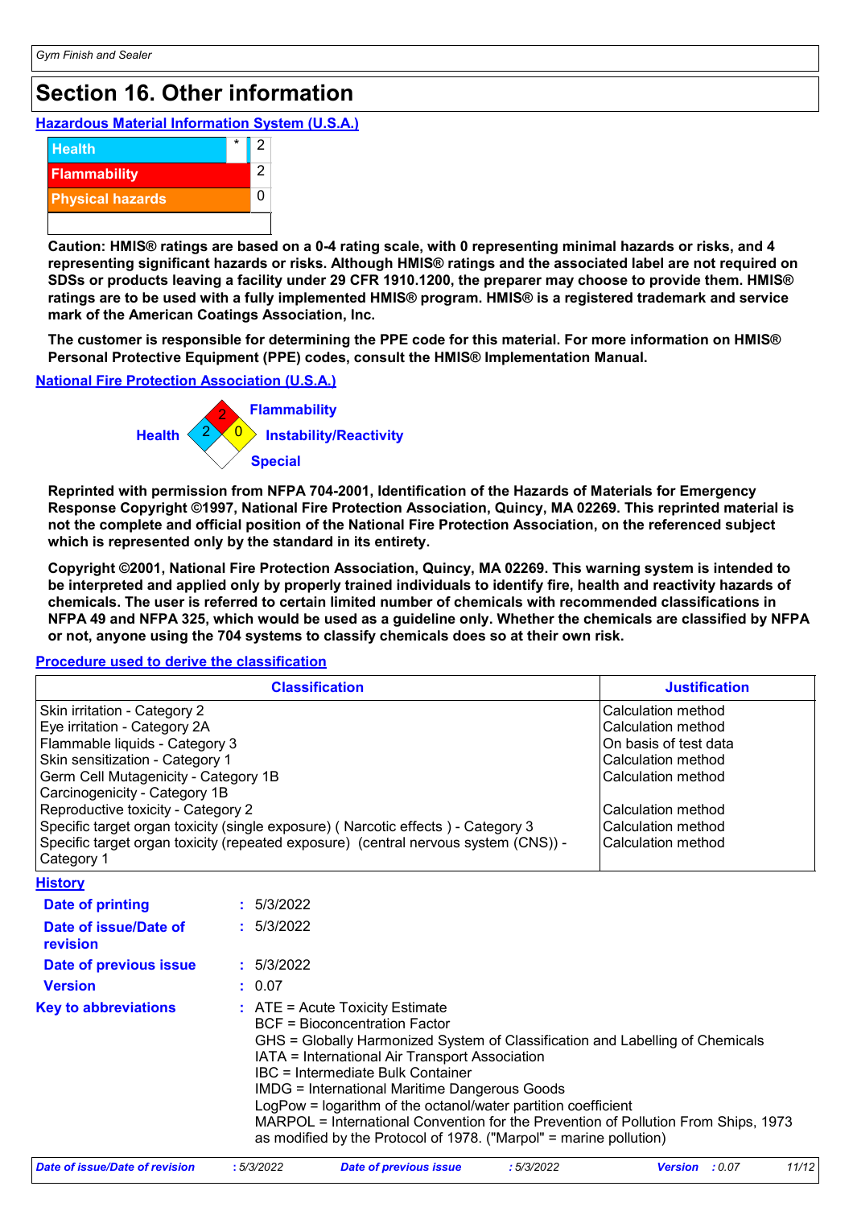# Section 16. Other information

**Hazardous Material Information System (U.S.A.)**

| | | |
|---|---|---|
| Health | * | 2 |
| Flammability | | 2 |
| Physical hazards | | 0 |

**Caution: HMIS® ratings are based on a 0-4 rating scale, with 0 representing minimal hazards or risks, and 4 representing significant hazards or risks. Although HMIS® ratings and the associated label are not required on SDSs or products leaving a facility under 29 CFR 1910.1200, the preparer may choose to provide them. HMIS® ratings are to be used with a fully implemented HMIS® program. HMIS® is a registered trademark and service mark of the American Coatings Association, Inc.**

**The customer is responsible for determining the PPE code for this material. For more information on HMIS® Personal Protective Equipment (PPE) codes, consult the HMIS® Implementation Manual.**

**National Fire Protection Association (U.S.A.)**

Health: 2
Flammability: 2
Instability/Reactivity: 0
Special

**Reprinted with permission from NFPA 704-2001, Identification of the Hazards of Materials for Emergency Response Copyright ©1997, National Fire Protection Association, Quincy, MA 02269. This reprinted material is not the complete and official position of the National Fire Protection Association, on the referenced subject which is represented only by the standard in its entirety.**

**Copyright ©2001, National Fire Protection Association, Quincy, MA 02269. This warning system is intended to be interpreted and applied only by properly trained individuals to identify fire, health and reactivity hazards of chemicals. The user is referred to certain limited number of chemicals with recommended classifications in NFPA 49 and NFPA 325, which would be used as a guideline only. Whether the chemicals are classified by NFPA or not, anyone using the 704 systems to classify chemicals does so at their own risk.**

**Procedure used to derive the classification**

| Classification | Justification |
|---|---|
| Skin irritation - Category 2 | Calculation method |
| Eye irritation - Category 2A | Calculation method |
| Flammable liquids - Category 3 | On basis of test data |
| Skin sensitization - Category 1 | Calculation method |
| Germ Cell Mutagenicity - Category 1B | Calculation method |
| Carcinogenicity - Category 1B | |
| Reproductive toxicity - Category 2 | Calculation method |
| Specific target organ toxicity (single exposure) ( Narcotic effects ) - Category 3 | Calculation method |
| Specific target organ toxicity (repeated exposure) (central nervous system (CNS)) - Category 1 | Calculation method |

**History**

**Date of printing** : 5/3/2022

**Date of issue/Date of revision** : 5/3/2022

**Date of previous issue** : 5/3/2022

**Version** : 0.07

**Key to abbreviations** :
ATE = Acute Toxicity Estimate
BCF = Bioconcentration Factor
GHS = Globally Harmonized System of Classification and Labelling of Chemicals
IATA = International Air Transport Association
IBC = Intermediate Bulk Container
IMDG = International Maritime Dangerous Goods
LogPow = logarithm of the octanol/water partition coefficient
MARPOL = International Convention for the Prevention of Pollution From Ships, 1973 as modified by the Protocol of 1978. ("Marpol" = marine pollution)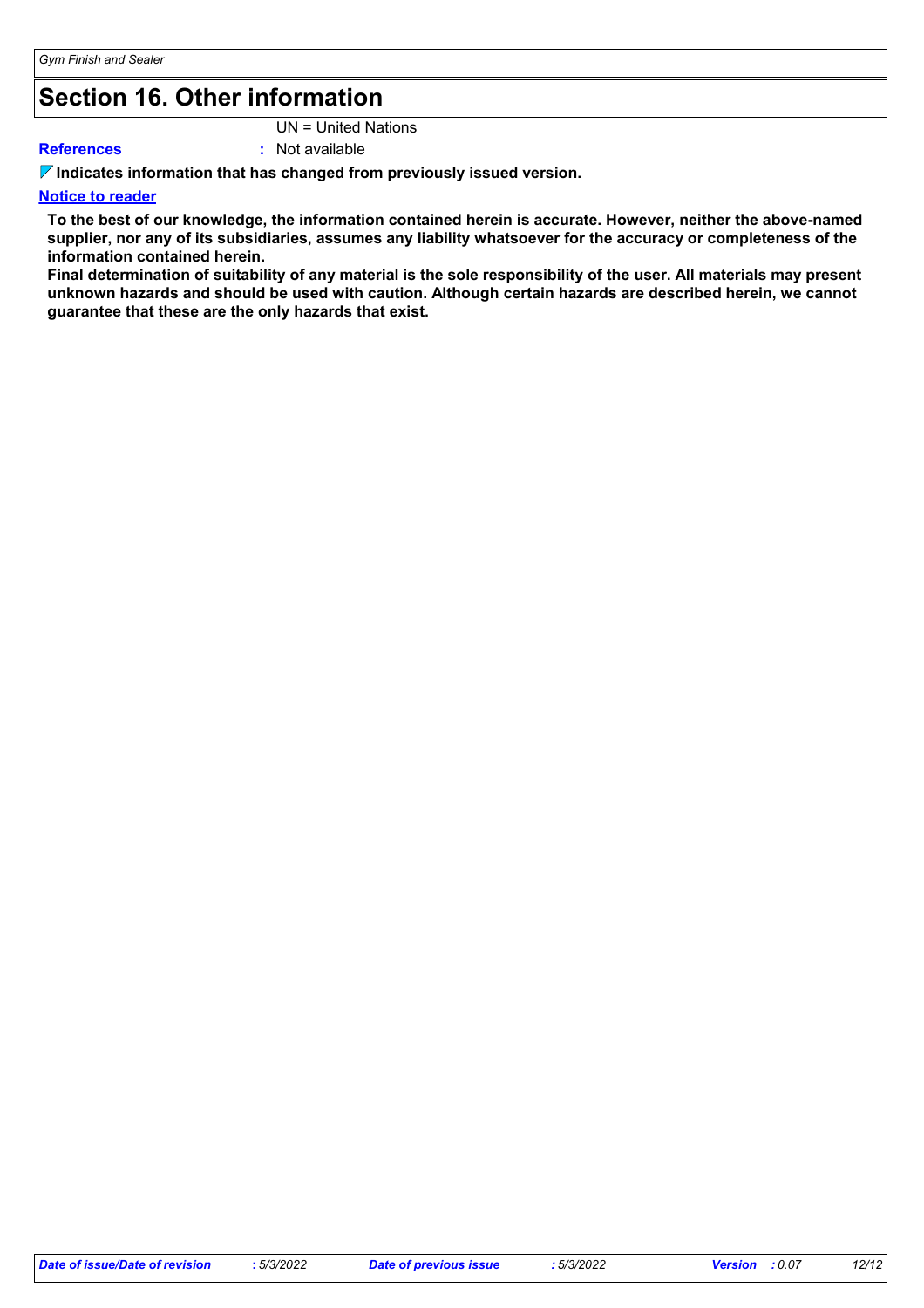# Section 16. Other information

UN = United Nations

**References** : Not available

**Indicates information that has changed from previously issued version.**

**Notice to reader**

**To the best of our knowledge, the information contained herein is accurate. However, neither the above-named supplier, nor any of its subsidiaries, assumes any liability whatsoever for the accuracy or completeness of the information contained herein.**

**Final determination of suitability of any material is the sole responsibility of the user. All materials may present unknown hazards and should be used with caution. Although certain hazards are described herein, we cannot guarantee that these are the only hazards that exist.**